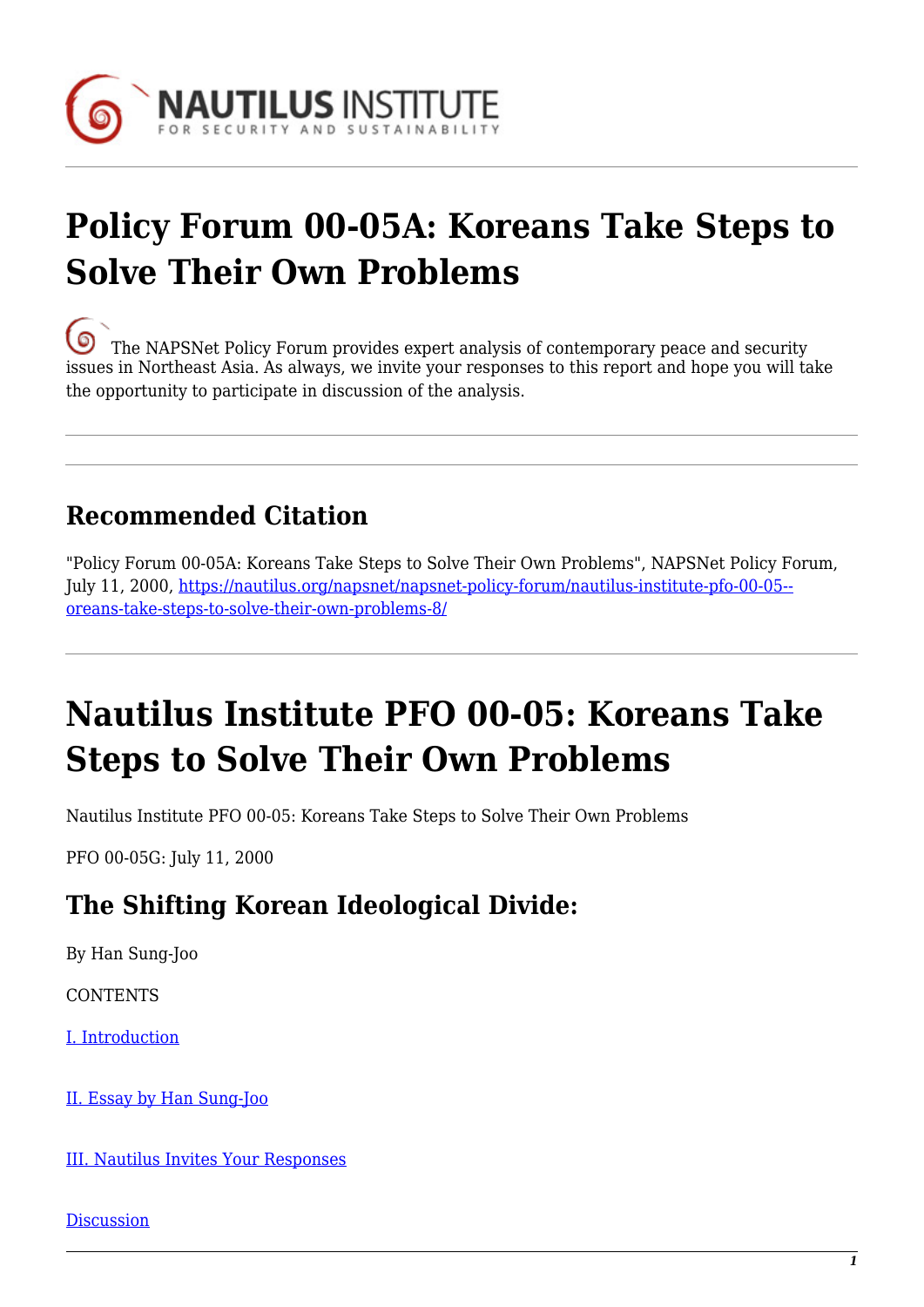# Policy Forum 00-05A: Koreans Take Steps to Solve Their Own Problems

The NAPSNet Policy Forum provides expert analysis of contemporary peace and security issues in Northeast Asia. As always, we invite your responses to this report and hope you will take the opportunity to participate in discussion of the analysis.

---

---

## Recommended Citation

"Policy Forum 00-05A: Koreans Take Steps to Solve Their Own Problems", NAPSNet Policy Forum, July 11, 2000, [https://nautilus.org/napsnet/napsnet-policy-forum/nautilus-institute-pfo-00-05--oreans-take-steps-to-solve-their-own-problems-8/](https://nautilus.org/napsnet/napsnet-policy-forum/nautilus-institute-pfo-00-05--oreans-take-steps-to-solve-their-own-problems-8/)

---

# Nautilus Institute PFO 00-05: Koreans Take Steps to Solve Their Own Problems

Nautilus Institute PFO 00-05: Koreans Take Steps to Solve Their Own Problems

PFO 00-05G: July 11, 2000

## The Shifting Korean Ideological Divide:

By Han Sung-Joo

CONTENTS

[I. Introduction]()

[II. Essay by Han Sung-Joo]()

[III. Nautilus Invites Your Responses]()

[Discussion]()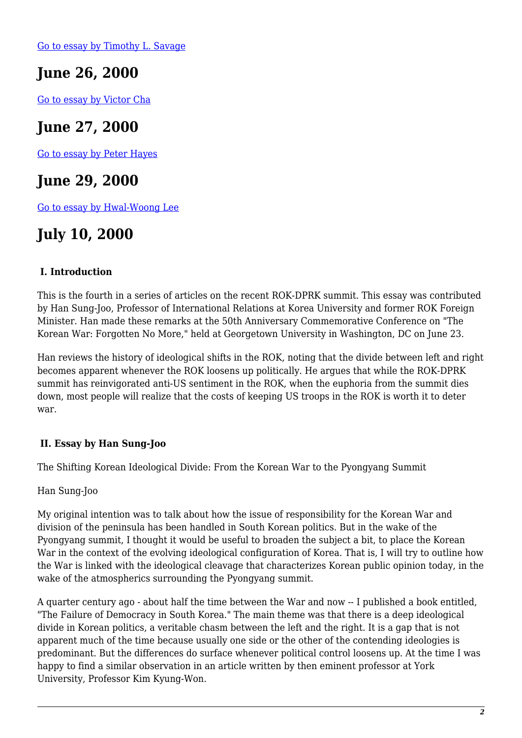Go to essay by Timothy L. Savage

# June 26, 2000

Go to essay by Victor Cha

# June 27, 2000

Go to essay by Peter Hayes

# June 29, 2000

Go to essay by Hwal-Woong Lee

# July 10, 2000

**I. Introduction**

This is the fourth in a series of articles on the recent ROK-DPRK summit. This essay was contributed by Han Sung-Joo, Professor of International Relations at Korea University and former ROK Foreign Minister. Han made these remarks at the 50th Anniversary Commemorative Conference on "The Korean War: Forgotten No More," held at Georgetown University in Washington, DC on June 23.

Han reviews the history of ideological shifts in the ROK, noting that the divide between left and right becomes apparent whenever the ROK loosens up politically. He argues that while the ROK-DPRK summit has reinvigorated anti-US sentiment in the ROK, when the euphoria from the summit dies down, most people will realize that the costs of keeping US troops in the ROK is worth it to deter war.

**II. Essay by Han Sung-Joo**

The Shifting Korean Ideological Divide: From the Korean War to the Pyongyang Summit

Han Sung-Joo

My original intention was to talk about how the issue of responsibility for the Korean War and division of the peninsula has been handled in South Korean politics. But in the wake of the Pyongyang summit, I thought it would be useful to broaden the subject a bit, to place the Korean War in the context of the evolving ideological configuration of Korea. That is, I will try to outline how the War is linked with the ideological cleavage that characterizes Korean public opinion today, in the wake of the atmospherics surrounding the Pyongyang summit.

A quarter century ago - about half the time between the War and now -- I published a book entitled, "The Failure of Democracy in South Korea." The main theme was that there is a deep ideological divide in Korean politics, a veritable chasm between the left and the right. It is a gap that is not apparent much of the time because usually one side or the other of the contending ideologies is predominant. But the differences do surface whenever political control loosens up. At the time I was happy to find a similar observation in an article written by then eminent professor at York University, Professor Kim Kyung-Won.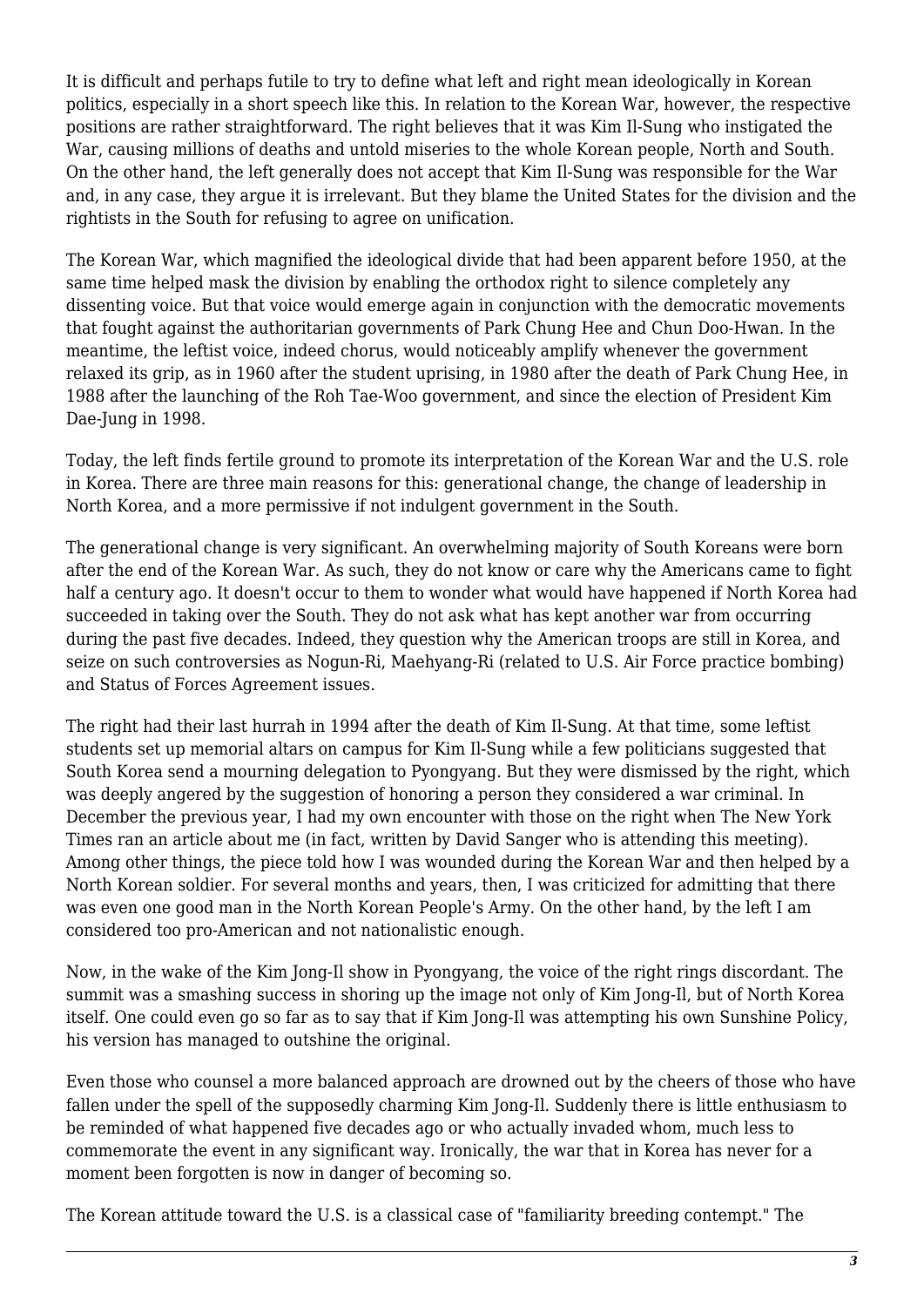It is difficult and perhaps futile to try to define what left and right mean ideologically in Korean politics, especially in a short speech like this. In relation to the Korean War, however, the respective positions are rather straightforward. The right believes that it was Kim Il-Sung who instigated the War, causing millions of deaths and untold miseries to the whole Korean people, North and South. On the other hand, the left generally does not accept that Kim Il-Sung was responsible for the War and, in any case, they argue it is irrelevant. But they blame the United States for the division and the rightists in the South for refusing to agree on unification.

The Korean War, which magnified the ideological divide that had been apparent before 1950, at the same time helped mask the division by enabling the orthodox right to silence completely any dissenting voice. But that voice would emerge again in conjunction with the democratic movements that fought against the authoritarian governments of Park Chung Hee and Chun Doo-Hwan. In the meantime, the leftist voice, indeed chorus, would noticeably amplify whenever the government relaxed its grip, as in 1960 after the student uprising, in 1980 after the death of Park Chung Hee, in 1988 after the launching of the Roh Tae-Woo government, and since the election of President Kim Dae-Jung in 1998.

Today, the left finds fertile ground to promote its interpretation of the Korean War and the U.S. role in Korea. There are three main reasons for this: generational change, the change of leadership in North Korea, and a more permissive if not indulgent government in the South.

The generational change is very significant. An overwhelming majority of South Koreans were born after the end of the Korean War. As such, they do not know or care why the Americans came to fight half a century ago. It doesn't occur to them to wonder what would have happened if North Korea had succeeded in taking over the South. They do not ask what has kept another war from occurring during the past five decades. Indeed, they question why the American troops are still in Korea, and seize on such controversies as Nogun-Ri, Maehyang-Ri (related to U.S. Air Force practice bombing) and Status of Forces Agreement issues.

The right had their last hurrah in 1994 after the death of Kim Il-Sung. At that time, some leftist students set up memorial altars on campus for Kim Il-Sung while a few politicians suggested that South Korea send a mourning delegation to Pyongyang. But they were dismissed by the right, which was deeply angered by the suggestion of honoring a person they considered a war criminal. In December the previous year, I had my own encounter with those on the right when The New York Times ran an article about me (in fact, written by David Sanger who is attending this meeting). Among other things, the piece told how I was wounded during the Korean War and then helped by a North Korean soldier. For several months and years, then, I was criticized for admitting that there was even one good man in the North Korean People's Army. On the other hand, by the left I am considered too pro-American and not nationalistic enough.

Now, in the wake of the Kim Jong-Il show in Pyongyang, the voice of the right rings discordant. The summit was a smashing success in shoring up the image not only of Kim Jong-Il, but of North Korea itself. One could even go so far as to say that if Kim Jong-Il was attempting his own Sunshine Policy, his version has managed to outshine the original.

Even those who counsel a more balanced approach are drowned out by the cheers of those who have fallen under the spell of the supposedly charming Kim Jong-Il. Suddenly there is little enthusiasm to be reminded of what happened five decades ago or who actually invaded whom, much less to commemorate the event in any significant way. Ironically, the war that in Korea has never for a moment been forgotten is now in danger of becoming so.

The Korean attitude toward the U.S. is a classical case of "familiarity breeding contempt." The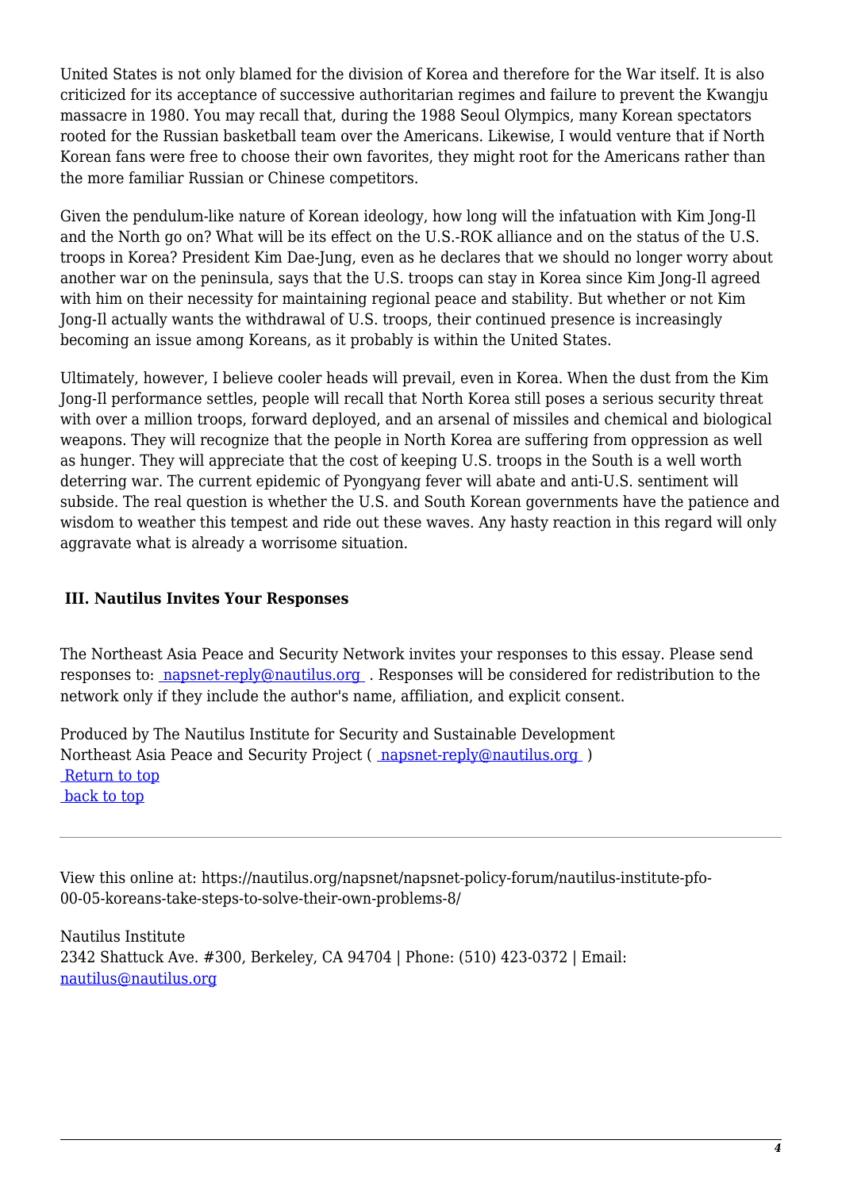United States is not only blamed for the division of Korea and therefore for the War itself. It is also criticized for its acceptance of successive authoritarian regimes and failure to prevent the Kwangju massacre in 1980. You may recall that, during the 1988 Seoul Olympics, many Korean spectators rooted for the Russian basketball team over the Americans. Likewise, I would venture that if North Korean fans were free to choose their own favorites, they might root for the Americans rather than the more familiar Russian or Chinese competitors.

Given the pendulum-like nature of Korean ideology, how long will the infatuation with Kim Jong-Il and the North go on? What will be its effect on the U.S.-ROK alliance and on the status of the U.S. troops in Korea? President Kim Dae-Jung, even as he declares that we should no longer worry about another war on the peninsula, says that the U.S. troops can stay in Korea since Kim Jong-Il agreed with him on their necessity for maintaining regional peace and stability. But whether or not Kim Jong-Il actually wants the withdrawal of U.S. troops, their continued presence is increasingly becoming an issue among Koreans, as it probably is within the United States.

Ultimately, however, I believe cooler heads will prevail, even in Korea. When the dust from the Kim Jong-Il performance settles, people will recall that North Korea still poses a serious security threat with over a million troops, forward deployed, and an arsenal of missiles and chemical and biological weapons. They will recognize that the people in North Korea are suffering from oppression as well as hunger. They will appreciate that the cost of keeping U.S. troops in the South is a well worth deterring war. The current epidemic of Pyongyang fever will abate and anti-U.S. sentiment will subside. The real question is whether the U.S. and South Korean governments have the patience and wisdom to weather this tempest and ride out these waves. Any hasty reaction in this regard will only aggravate what is already a worrisome situation.

### III. Nautilus Invites Your Responses

The Northeast Asia Peace and Security Network invites your responses to this essay. Please send responses to: napsnet-reply@nautilus.org . Responses will be considered for redistribution to the network only if they include the author's name, affiliation, and explicit consent.

Produced by The Nautilus Institute for Security and Sustainable Development
Northeast Asia Peace and Security Project ( napsnet-reply@nautilus.org )
Return to top
back to top

---

View this online at: https://nautilus.org/napsnet/napsnet-policy-forum/nautilus-institute-pfo-00-05-koreans-take-steps-to-solve-their-own-problems-8/

Nautilus Institute
2342 Shattuck Ave. #300, Berkeley, CA 94704 | Phone: (510) 423-0372 | Email: nautilus@nautilus.org